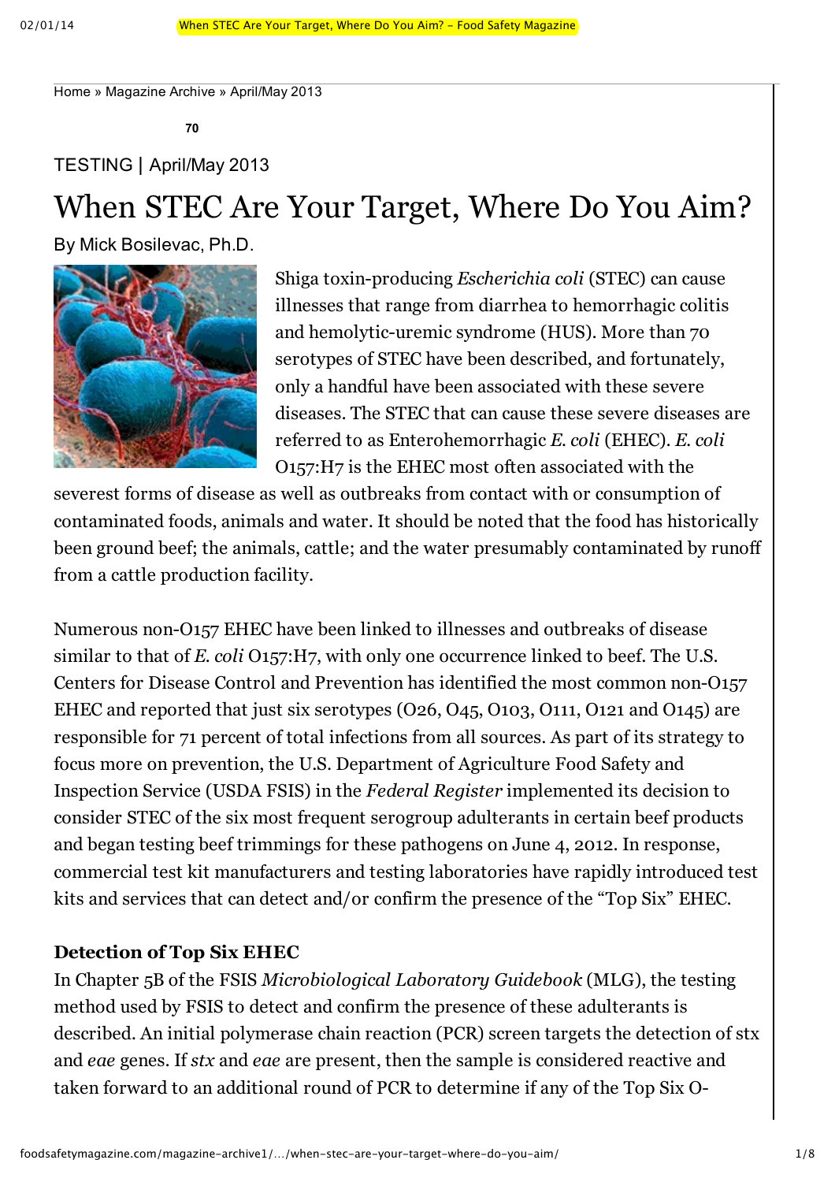Home » Magazine Archive » April/May 2013

70

TESTING | April/May 2013

# When STEC Are Your Target, Where Do You Aim?

By Mick Bosilevac, Ph.D.

Shiga toxin-producing *Escherichia coli* (STEC) can cause illnesses that range from diarrhea to hemorrhagic colitis and hemolytic-uremic syndrome (HUS). More than 70 serotypes of STEC have been described, and fortunately, only a handful have been associated with these severe diseases. The STEC that can cause these severe diseases are referred to as Enterohemorrhagic *E. coli* (EHEC). *E. coli* O157:H7 is the EHEC most often associated with the severest forms of disease as well as outbreaks from contact with or consumption of contaminated foods, animals and water. It should be noted that the food has historically been ground beef; the animals, cattle; and the water presumably contaminated by runoff from a cattle production facility.

Numerous non-O157 EHEC have been linked to illnesses and outbreaks of disease similar to that of *E. coli* O157:H7, with only one occurrence linked to beef. The U.S. Centers for Disease Control and Prevention has identified the most common non-O157 EHEC and reported that just six serotypes (O26, O45, O103, O111, O121 and O145) are responsible for 71 percent of total infections from all sources. As part of its strategy to focus more on prevention, the U.S. Department of Agriculture Food Safety and Inspection Service (USDA FSIS) in the *Federal Register* implemented its decision to consider STEC of the six most frequent serogroup adulterants in certain beef products and began testing beef trimmings for these pathogens on June 4, 2012. In response, commercial test kit manufacturers and testing laboratories have rapidly introduced test kits and services that can detect and/or confirm the presence of the "Top Six" EHEC.

**Detection of Top Six EHEC**

In Chapter 5B of the FSIS *Microbiological Laboratory Guidebook* (MLG), the testing method used by FSIS to detect and confirm the presence of these adulterants is described. An initial polymerase chain reaction (PCR) screen targets the detection of stx and *eae* genes. If *stx* and *eae* are present, then the sample is considered reactive and taken forward to an additional round of PCR to determine if any of the Top Six O-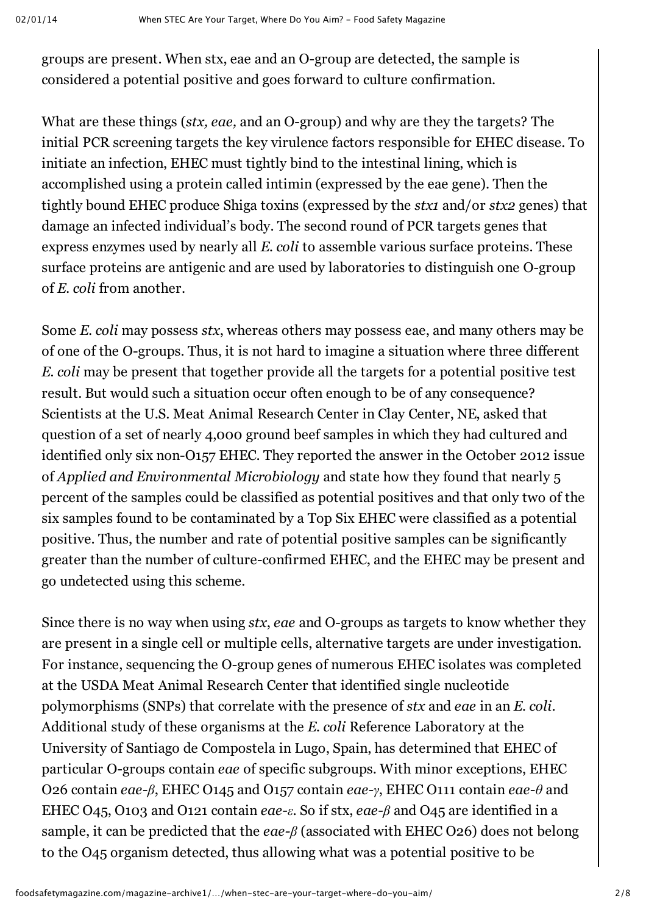groups are present. When stx, eae and an O-group are detected, the sample is considered a potential positive and goes forward to culture confirmation.

What are these things (*stx, eae,* and an O-group) and why are they the targets? The initial PCR screening targets the key virulence factors responsible for EHEC disease. To initiate an infection, EHEC must tightly bind to the intestinal lining, which is accomplished using a protein called intimin (expressed by the eae gene). Then the tightly bound EHEC produce Shiga toxins (expressed by the *stx1* and/or *stx2* genes) that damage an infected individual's body. The second round of PCR targets genes that express enzymes used by nearly all *E. coli* to assemble various surface proteins. These surface proteins are antigenic and are used by laboratories to distinguish one O-group of *E. coli* from another.

Some *E. coli* may possess *stx*, whereas others may possess eae, and many others may be of one of the O-groups. Thus, it is not hard to imagine a situation where three different *E. coli* may be present that together provide all the targets for a potential positive test result. But would such a situation occur often enough to be of any consequence? Scientists at the U.S. Meat Animal Research Center in Clay Center, NE, asked that question of a set of nearly 4,000 ground beef samples in which they had cultured and identified only six non-O157 EHEC. They reported the answer in the October 2012 issue of *Applied and Environmental Microbiology* and state how they found that nearly 5 percent of the samples could be classified as potential positives and that only two of the six samples found to be contaminated by a Top Six EHEC were classified as a potential positive. Thus, the number and rate of potential positive samples can be significantly greater than the number of culture-confirmed EHEC, and the EHEC may be present and go undetected using this scheme.

Since there is no way when using *stx*, *eae* and O-groups as targets to know whether they are present in a single cell or multiple cells, alternative targets are under investigation. For instance, sequencing the O-group genes of numerous EHEC isolates was completed at the USDA Meat Animal Research Center that identified single nucleotide polymorphisms (SNPs) that correlate with the presence of *stx* and *eae* in an *E. coli*. Additional study of these organisms at the *E. coli* Reference Laboratory at the University of Santiago de Compostela in Lugo, Spain, has determined that EHEC of particular O-groups contain *eae* of specific subgroups. With minor exceptions, EHEC O26 contain *eae-β*, EHEC O145 and O157 contain *eae-γ*, EHEC O111 contain *eae-θ* and EHEC O45, O103 and O121 contain *eae-ε*. So if stx, *eae-β* and O45 are identified in a sample, it can be predicted that the *eae-β* (associated with EHEC O26) does not belong to the O45 organism detected, thus allowing what was a potential positive to be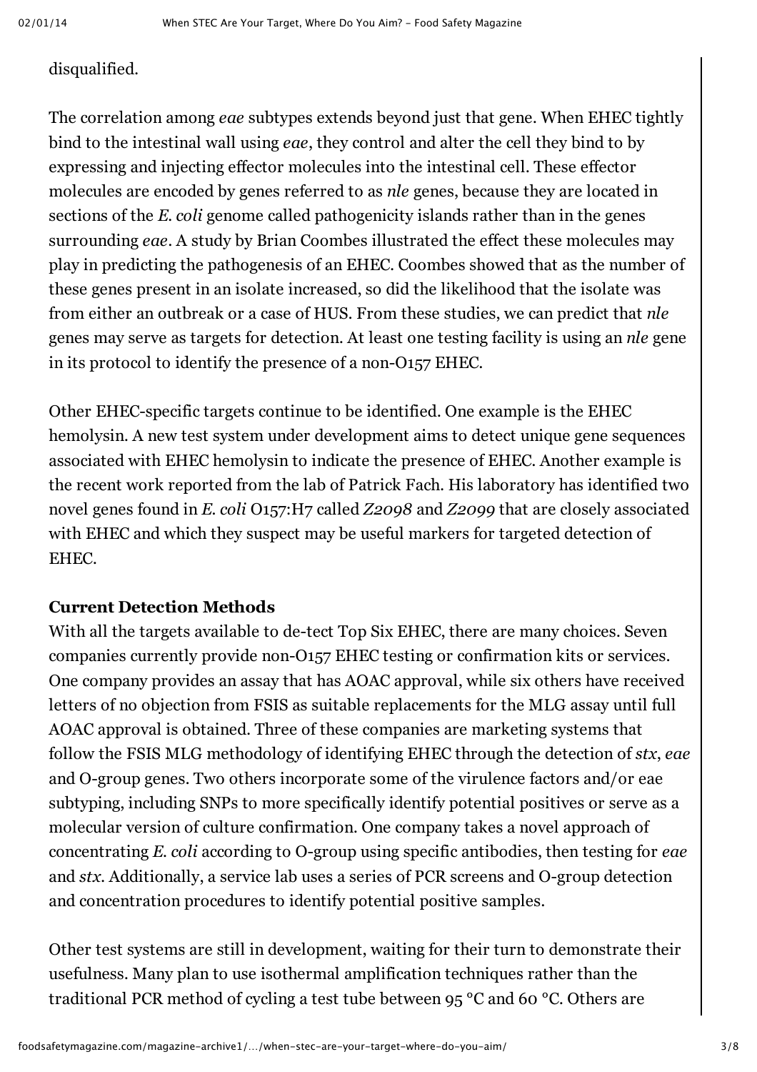disqualified.

The correlation among *eae* subtypes extends beyond just that gene. When EHEC tightly bind to the intestinal wall using *eae*, they control and alter the cell they bind to by expressing and injecting effector molecules into the intestinal cell. These effector molecules are encoded by genes referred to as *nle* genes, because they are located in sections of the *E. coli* genome called pathogenicity islands rather than in the genes surrounding *eae*. A study by Brian Coombes illustrated the effect these molecules may play in predicting the pathogenesis of an EHEC. Coombes showed that as the number of these genes present in an isolate increased, so did the likelihood that the isolate was from either an outbreak or a case of HUS. From these studies, we can predict that *nle* genes may serve as targets for detection. At least one testing facility is using an *nle* gene in its protocol to identify the presence of a non-O157 EHEC.

Other EHEC-specific targets continue to be identified. One example is the EHEC hemolysin. A new test system under development aims to detect unique gene sequences associated with EHEC hemolysin to indicate the presence of EHEC. Another example is the recent work reported from the lab of Patrick Fach. His laboratory has identified two novel genes found in *E. coli* O157:H7 called *Z2098* and *Z2099* that are closely associated with EHEC and which they suspect may be useful markers for targeted detection of EHEC.

**Current Detection Methods**

With all the targets available to de-tect Top Six EHEC, there are many choices. Seven companies currently provide non-O157 EHEC testing or confirmation kits or services. One company provides an assay that has AOAC approval, while six others have received letters of no objection from FSIS as suitable replacements for the MLG assay until full AOAC approval is obtained. Three of these companies are marketing systems that follow the FSIS MLG methodology of identifying EHEC through the detection of *stx*, *eae* and O-group genes. Two others incorporate some of the virulence factors and/or eae subtyping, including SNPs to more specifically identify potential positives or serve as a molecular version of culture confirmation. One company takes a novel approach of concentrating *E. coli* according to O-group using specific antibodies, then testing for *eae* and *stx*. Additionally, a service lab uses a series of PCR screens and O-group detection and concentration procedures to identify potential positive samples.

Other test systems are still in development, waiting for their turn to demonstrate their usefulness. Many plan to use isothermal amplification techniques rather than the traditional PCR method of cycling a test tube between 95 °C and 60 °C. Others are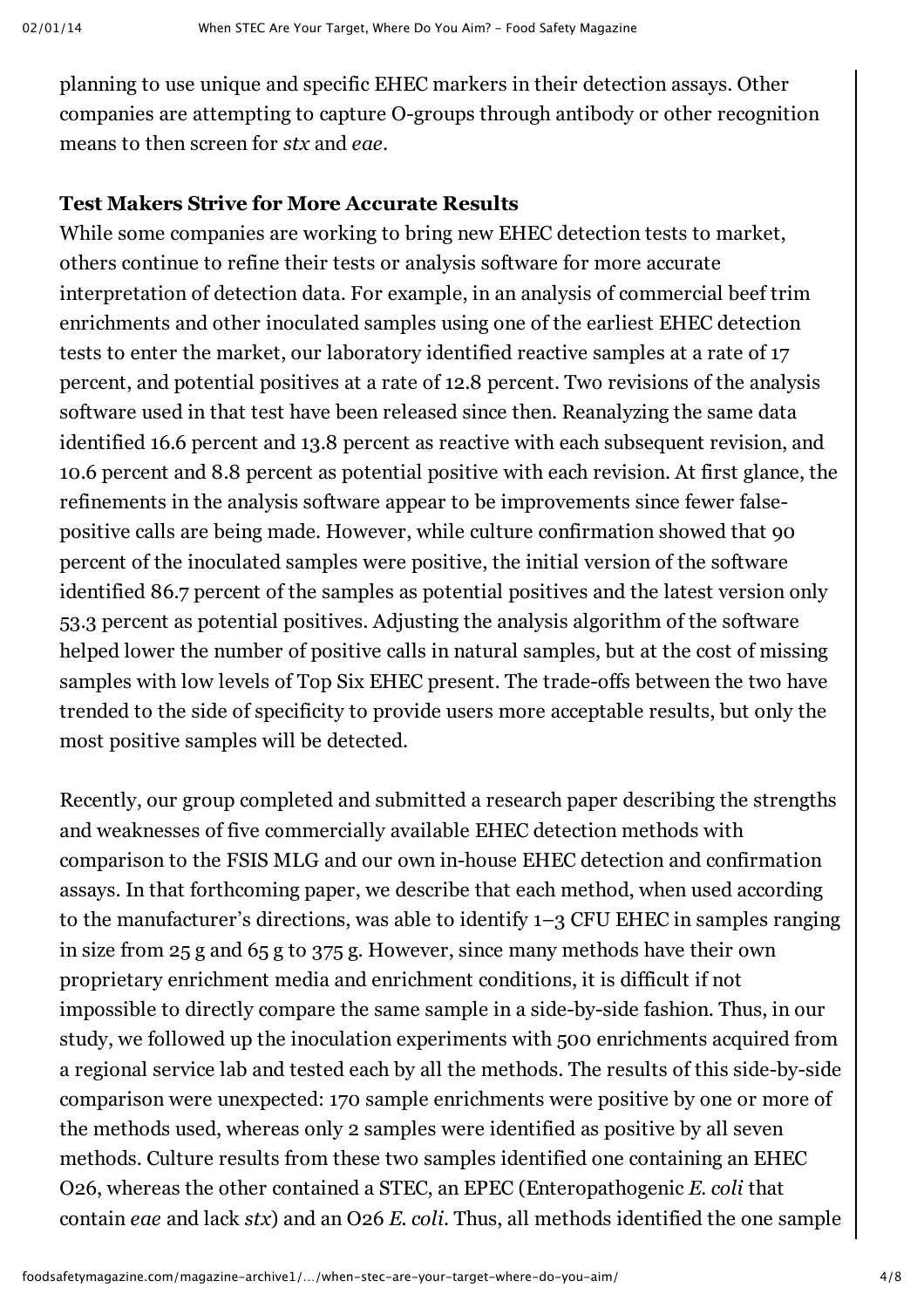planning to use unique and specific EHEC markers in their detection assays. Other companies are attempting to capture O-groups through antibody or other recognition means to then screen for *stx* and *eae*.

**Test Makers Strive for More Accurate Results**

While some companies are working to bring new EHEC detection tests to market, others continue to refine their tests or analysis software for more accurate interpretation of detection data. For example, in an analysis of commercial beef trim enrichments and other inoculated samples using one of the earliest EHEC detection tests to enter the market, our laboratory identified reactive samples at a rate of 17 percent, and potential positives at a rate of 12.8 percent. Two revisions of the analysis software used in that test have been released since then. Reanalyzing the same data identified 16.6 percent and 13.8 percent as reactive with each subsequent revision, and 10.6 percent and 8.8 percent as potential positive with each revision. At first glance, the refinements in the analysis software appear to be improvements since fewer false-positive calls are being made. However, while culture confirmation showed that 90 percent of the inoculated samples were positive, the initial version of the software identified 86.7 percent of the samples as potential positives and the latest version only 53.3 percent as potential positives. Adjusting the analysis algorithm of the software helped lower the number of positive calls in natural samples, but at the cost of missing samples with low levels of Top Six EHEC present. The trade-offs between the two have trended to the side of specificity to provide users more acceptable results, but only the most positive samples will be detected.

Recently, our group completed and submitted a research paper describing the strengths and weaknesses of five commercially available EHEC detection methods with comparison to the FSIS MLG and our own in-house EHEC detection and confirmation assays. In that forthcoming paper, we describe that each method, when used according to the manufacturer's directions, was able to identify 1–3 CFU EHEC in samples ranging in size from 25 g and 65 g to 375 g. However, since many methods have their own proprietary enrichment media and enrichment conditions, it is difficult if not impossible to directly compare the same sample in a side-by-side fashion. Thus, in our study, we followed up the inoculation experiments with 500 enrichments acquired from a regional service lab and tested each by all the methods. The results of this side-by-side comparison were unexpected: 170 sample enrichments were positive by one or more of the methods used, whereas only 2 samples were identified as positive by all seven methods. Culture results from these two samples identified one containing an EHEC O26, whereas the other contained a STEC, an EPEC (Enteropathogenic *E. coli* that contain *eae* and lack *stx*) and an O26 *E. coli*. Thus, all methods identified the one sample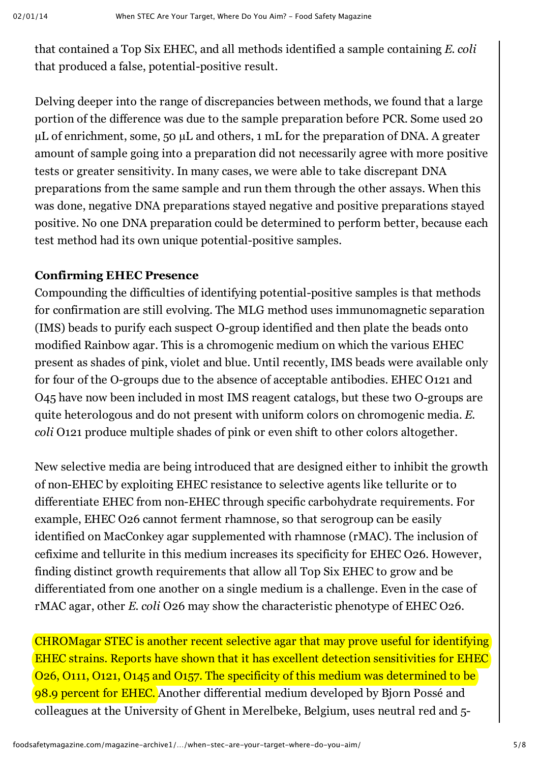that contained a Top Six EHEC, and all methods identified a sample containing *E. coli* that produced a false, potential-positive result.

Delving deeper into the range of discrepancies between methods, we found that a large portion of the difference was due to the sample preparation before PCR. Some used 20 µL of enrichment, some, 50 µL and others, 1 mL for the preparation of DNA. A greater amount of sample going into a preparation did not necessarily agree with more positive tests or greater sensitivity. In many cases, we were able to take discrepant DNA preparations from the same sample and run them through the other assays. When this was done, negative DNA preparations stayed negative and positive preparations stayed positive. No one DNA preparation could be determined to perform better, because each test method had its own unique potential-positive samples.

**Confirming EHEC Presence**

Compounding the difficulties of identifying potential-positive samples is that methods for confirmation are still evolving. The MLG method uses immunomagnetic separation (IMS) beads to purify each suspect O-group identified and then plate the beads onto modified Rainbow agar. This is a chromogenic medium on which the various EHEC present as shades of pink, violet and blue. Until recently, IMS beads were available only for four of the O-groups due to the absence of acceptable antibodies. EHEC O121 and O45 have now been included in most IMS reagent catalogs, but these two O-groups are quite heterologous and do not present with uniform colors on chromogenic media. *E. coli* O121 produce multiple shades of pink or even shift to other colors altogether.

New selective media are being introduced that are designed either to inhibit the growth of non-EHEC by exploiting EHEC resistance to selective agents like tellurite or to differentiate EHEC from non-EHEC through specific carbohydrate requirements. For example, EHEC O26 cannot ferment rhamnose, so that serogroup can be easily identified on MacConkey agar supplemented with rhamnose (rMAC). The inclusion of cefixime and tellurite in this medium increases its specificity for EHEC O26. However, finding distinct growth requirements that allow all Top Six EHEC to grow and be differentiated from one another on a single medium is a challenge. Even in the case of rMAC agar, other *E. coli* O26 may show the characteristic phenotype of EHEC O26.

CHROMagar STEC is another recent selective agar that may prove useful for identifying EHEC strains. Reports have shown that it has excellent detection sensitivities for EHEC O26, O111, O121, O145 and O157. The specificity of this medium was determined to be 98.9 percent for EHEC. Another differential medium developed by Bjorn Possé and colleagues at the University of Ghent in Merelbeke, Belgium, uses neutral red and 5-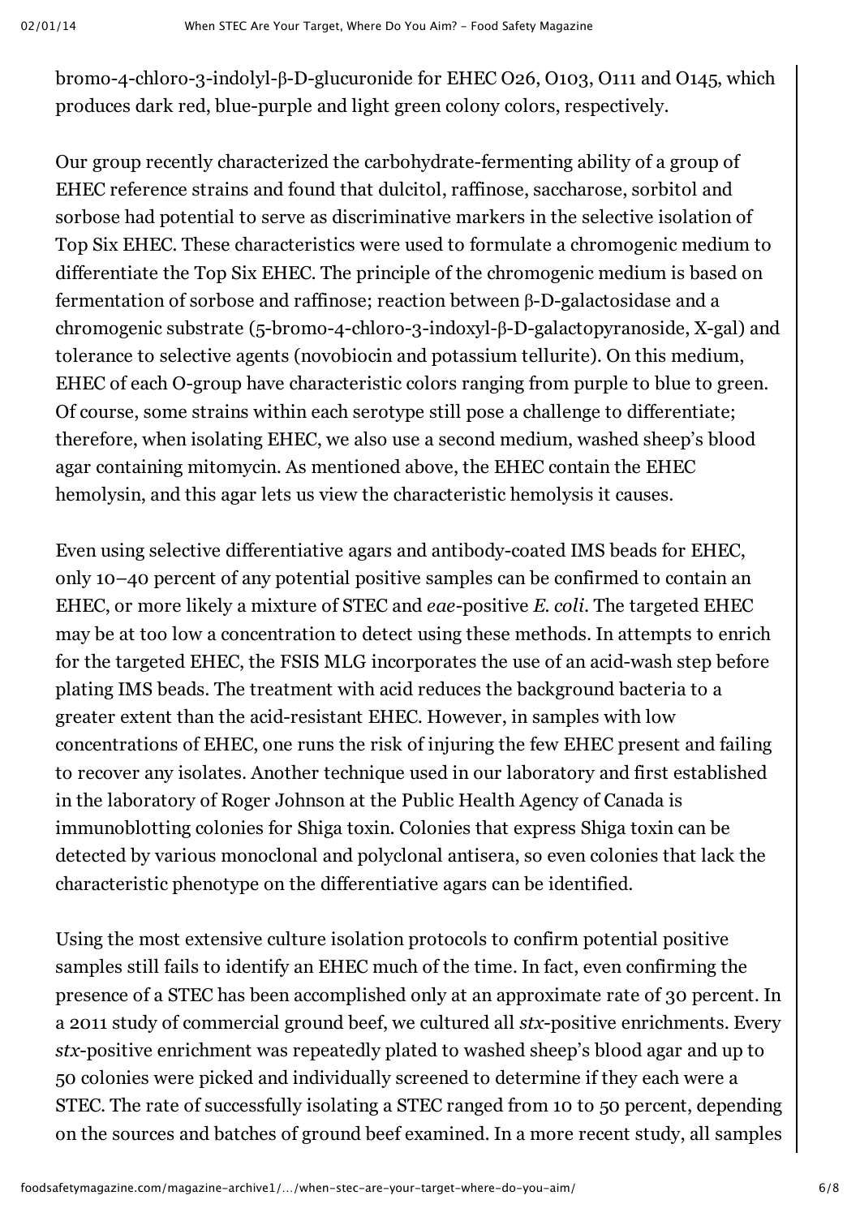bromo-4-chloro-3-indolyl-β-D-glucuronide for EHEC O26, O103, O111 and O145, which produces dark red, blue-purple and light green colony colors, respectively.

Our group recently characterized the carbohydrate-fermenting ability of a group of EHEC reference strains and found that dulcitol, raffinose, saccharose, sorbitol and sorbose had potential to serve as discriminative markers in the selective isolation of Top Six EHEC. These characteristics were used to formulate a chromogenic medium to differentiate the Top Six EHEC. The principle of the chromogenic medium is based on fermentation of sorbose and raffinose; reaction between β-D-galactosidase and a chromogenic substrate (5-bromo-4-chloro-3-indoxyl-β-D-galactopyranoside, X-gal) and tolerance to selective agents (novobiocin and potassium tellurite). On this medium, EHEC of each O-group have characteristic colors ranging from purple to blue to green. Of course, some strains within each serotype still pose a challenge to differentiate; therefore, when isolating EHEC, we also use a second medium, washed sheep's blood agar containing mitomycin. As mentioned above, the EHEC contain the EHEC hemolysin, and this agar lets us view the characteristic hemolysis it causes.

Even using selective differentiative agars and antibody-coated IMS beads for EHEC, only 10–40 percent of any potential positive samples can be confirmed to contain an EHEC, or more likely a mixture of STEC and *eae*-positive *E. coli*. The targeted EHEC may be at too low a concentration to detect using these methods. In attempts to enrich for the targeted EHEC, the FSIS MLG incorporates the use of an acid-wash step before plating IMS beads. The treatment with acid reduces the background bacteria to a greater extent than the acid-resistant EHEC. However, in samples with low concentrations of EHEC, one runs the risk of injuring the few EHEC present and failing to recover any isolates. Another technique used in our laboratory and first established in the laboratory of Roger Johnson at the Public Health Agency of Canada is immunoblotting colonies for Shiga toxin. Colonies that express Shiga toxin can be detected by various monoclonal and polyclonal antisera, so even colonies that lack the characteristic phenotype on the differentiative agars can be identified.

Using the most extensive culture isolation protocols to confirm potential positive samples still fails to identify an EHEC much of the time. In fact, even confirming the presence of a STEC has been accomplished only at an approximate rate of 30 percent. In a 2011 study of commercial ground beef, we cultured all *stx*-positive enrichments. Every *stx*-positive enrichment was repeatedly plated to washed sheep's blood agar and up to 50 colonies were picked and individually screened to determine if they each were a STEC. The rate of successfully isolating a STEC ranged from 10 to 50 percent, depending on the sources and batches of ground beef examined. In a more recent study, all samples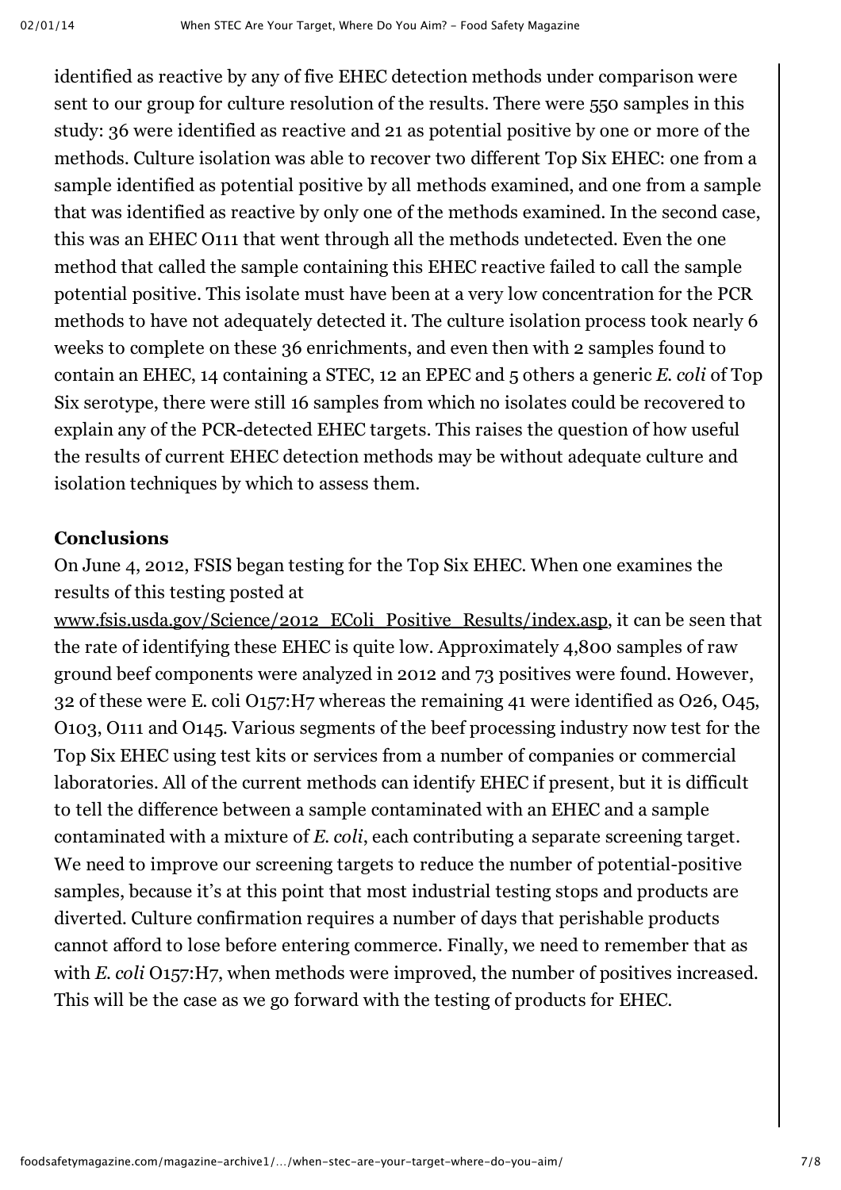identified as reactive by any of five EHEC detection methods under comparison were sent to our group for culture resolution of the results. There were 550 samples in this study: 36 were identified as reactive and 21 as potential positive by one or more of the methods. Culture isolation was able to recover two different Top Six EHEC: one from a sample identified as potential positive by all methods examined, and one from a sample that was identified as reactive by only one of the methods examined. In the second case, this was an EHEC O111 that went through all the methods undetected. Even the one method that called the sample containing this EHEC reactive failed to call the sample potential positive. This isolate must have been at a very low concentration for the PCR methods to have not adequately detected it. The culture isolation process took nearly 6 weeks to complete on these 36 enrichments, and even then with 2 samples found to contain an EHEC, 14 containing a STEC, 12 an EPEC and 5 others a generic *E. coli* of Top Six serotype, there were still 16 samples from which no isolates could be recovered to explain any of the PCR-detected EHEC targets. This raises the question of how useful the results of current EHEC detection methods may be without adequate culture and isolation techniques by which to assess them.

### Conclusions

On June 4, 2012, FSIS began testing for the Top Six EHEC. When one examines the results of this testing posted at www.fsis.usda.gov/Science/2012_EColi_Positive_Results/index.asp, it can be seen that the rate of identifying these EHEC is quite low. Approximately 4,800 samples of raw ground beef components were analyzed in 2012 and 73 positives were found. However, 32 of these were E. coli O157:H7 whereas the remaining 41 were identified as O26, O45, O103, O111 and O145. Various segments of the beef processing industry now test for the Top Six EHEC using test kits or services from a number of companies or commercial laboratories. All of the current methods can identify EHEC if present, but it is difficult to tell the difference between a sample contaminated with an EHEC and a sample contaminated with a mixture of *E. coli*, each contributing a separate screening target. We need to improve our screening targets to reduce the number of potential-positive samples, because it's at this point that most industrial testing stops and products are diverted. Culture confirmation requires a number of days that perishable products cannot afford to lose before entering commerce. Finally, we need to remember that as with *E. coli* O157:H7, when methods were improved, the number of positives increased. This will be the case as we go forward with the testing of products for EHEC.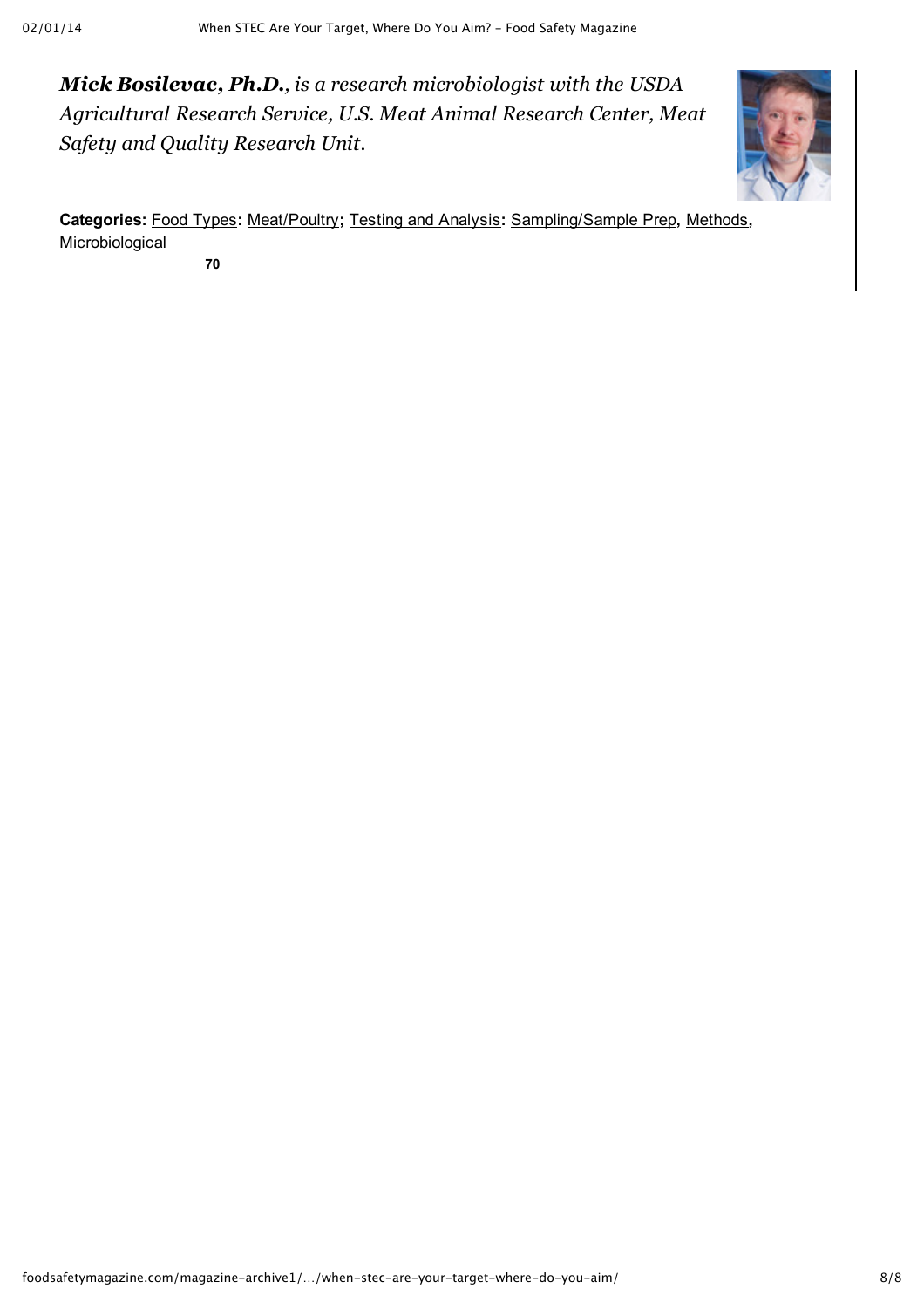***Mick Bosilevac, Ph.D.**, is a research microbiologist with the USDA Agricultural Research Service, U.S. Meat Animal Research Center, Meat Safety and Quality Research Unit.*

**Categories:** Food Types**:** Meat/Poultry**;** Testing and Analysis**:** Sampling/Sample Prep**,** Methods**,** Microbiological

**70**